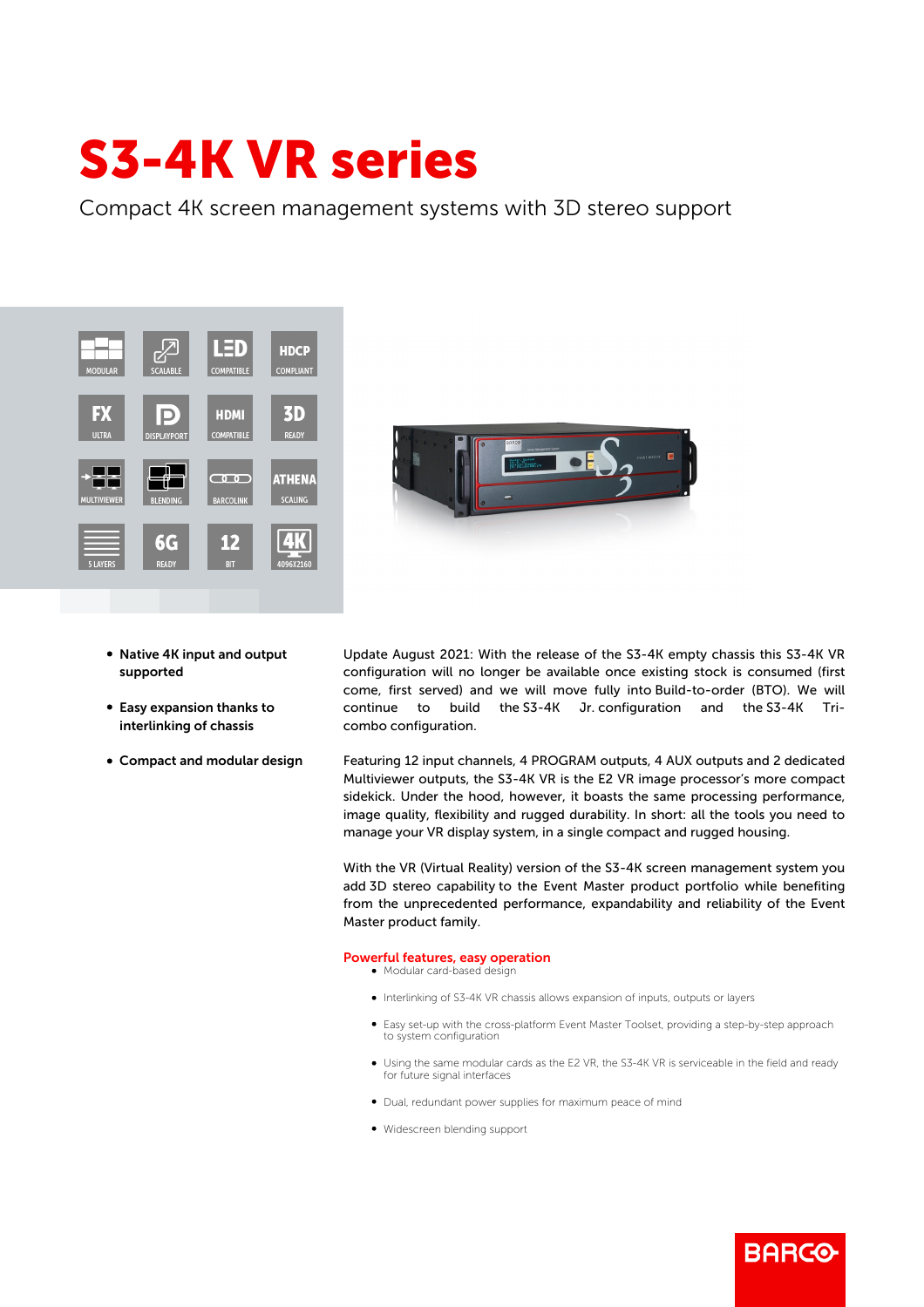# S3-4K VR series

Compact 4K screen management systems with 3D stereo support

- **Native 4K input and output supported**
- **Easy expansion thanks to interlinking of chassis**
- **Compact and modular design**

Update August 2021: With the release of the S3-4K empty chassis this S3-4K VR configuration will no longer be available once existing stock is consumed (first come, first served) and we will move fully into Build-to-order (BTO). We will continue to build the S3-4K Jr. configuration and the S3-4K Tri-combo configuration.

Featuring 12 input channels, 4 PROGRAM outputs, 4 AUX outputs and 2 dedicated Multiviewer outputs, the S3-4K VR is the E2 VR image processor's more compact sidekick. Under the hood, however, it boasts the same processing performance, image quality, flexibility and rugged durability. In short: all the tools you need to manage your VR display system, in a single compact and rugged housing.

With the VR (Virtual Reality) version of the S3-4K screen management system you add 3D stereo capability to the Event Master product portfolio while benefiting from the unprecedented performance, expandability and reliability of the Event Master product family.

## Powerful features, easy operation

- Modular card-based design
- Interlinking of S3-4K VR chassis allows expansion of inputs, outputs or layers
- Easy set-up with the cross-platform Event Master Toolset, providing a step-by-step approach to system configuration
- Using the same modular cards as the E2 VR, the S3-4K VR is serviceable in the field and ready for future signal interfaces
- Dual, redundant power supplies for maximum peace of mind
- Widescreen blending support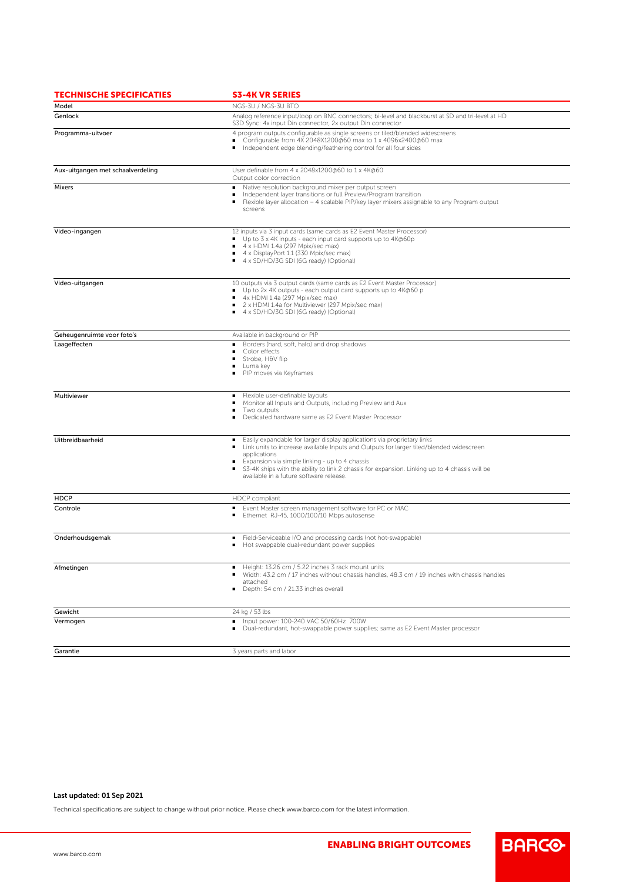| TECHNISCHE SPECIFICATIES | S3-4K VR SERIES |
|---|---|
| Model | NGS-3U / NGS-3U BTO |
| Genlock | Analog reference input/loop on BNC connectors; bi-level and blackburst at SD and tri-level at HD<br>S3D Sync: 4x input Din connector, 2x output Din connector |
| Programma-uitvoer | 4 program outputs configurable as single screens or tiled/blended widescreens<br>■ Configurable from 4X 2048X1200@60 max to 1 x 4096x2400@60 max<br>■ Independent edge blending/feathering control for all four sides |
| Aux-uitgangen met schaalverdeling | User definable from 4 x 2048x1200@60 to 1 x 4K@60<br>Output color correction |
| Mixers | ■ Native resolution background mixer per output screen<br>■ Independent layer transitions or full Preview/Program transition<br>■ Flexible layer allocation – 4 scalable PIP/key layer mixers assignable to any Program output screens |
| Video-ingangen | 12 inputs via 3 input cards (same cards as E2 Event Master Processor)<br>■ Up to 3 x 4K inputs - each input card supports up to 4K@60p<br>■ 4 x HDMI 1.4a (297 Mpix/sec max)<br>■ 4 x DisplayPort 1.1 (330 Mpix/sec max)<br>■ 4 x SD/HD/3G SDI (6G ready) (Optional) |
| Video-uitgangen | 10 outputs via 3 output cards (same cards as E2 Event Master Processor)<br>■ Up to 2x 4K outputs - each output card supports up to 4K@60 p<br>■ 4x HDMI 1.4a (297 Mpix/sec max)<br>■ 2 x HDMI 1.4a for Multiviewer (297 Mpix/sec max)<br>■ 4 x SD/HD/3G SDI (6G ready) (Optional) |
| Geheugenruimte voor foto's | Available in background or PIP |
| Laageffecten | ■ Borders (hard, soft, halo) and drop shadows<br>■ Color effects<br>■ Strobe, H&V flip<br>■ Luma key<br>■ PIP moves via Keyframes |
| Multiviewer | ■ Flexible user-definable layouts<br>■ Monitor all Inputs and Outputs, including Preview and Aux<br>■ Two outputs<br>■ Dedicated hardware same as E2 Event Master Processor |
| Uitbreidbaarheid | ■ Easily expandable for larger display applications via proprietary links<br>■ Link units to increase available Inputs and Outputs for larger tiled/blended widescreen applications<br>■ Expansion via simple linking - up to 4 chassis<br>■ S3-4K ships with the ability to link 2 chassis for expansion. Linking up to 4 chassis will be available in a future software release. |
| HDCP | HDCP compliant |
| Controle | ■ Event Master screen management software for PC or MAC<br>■ Ethernet RJ-45, 1000/100/10 Mbps autosense |
| Onderhoudsgemak | ■ Field-Serviceable I/O and processing cards (not hot-swappable)<br>■ Hot swappable dual-redundant power supplies |
| Afmetingen | ■ Height: 13.26 cm / 5.22 inches 3 rack mount units<br>■ Width: 43.2 cm / 17 inches without chassis handles, 48.3 cm / 19 inches with chassis handles attached<br>■ Depth: 54 cm / 21.33 inches overall |
| Gewicht | 24 kg / 53 lbs |
| Vermogen | ■ Input power: 100-240 VAC 50/60Hz 700W<br>■ Dual-redundant, hot-swappable power supplies; same as E2 Event Master processor |
| Garantie | 3 years parts and labor |

**Last updated: 01 Sep 2021**

Technical specifications are subject to change without prior notice. Please check www.barco.com for the latest information.

ENABLING BRIGHT OUTCOMES

www.barco.com